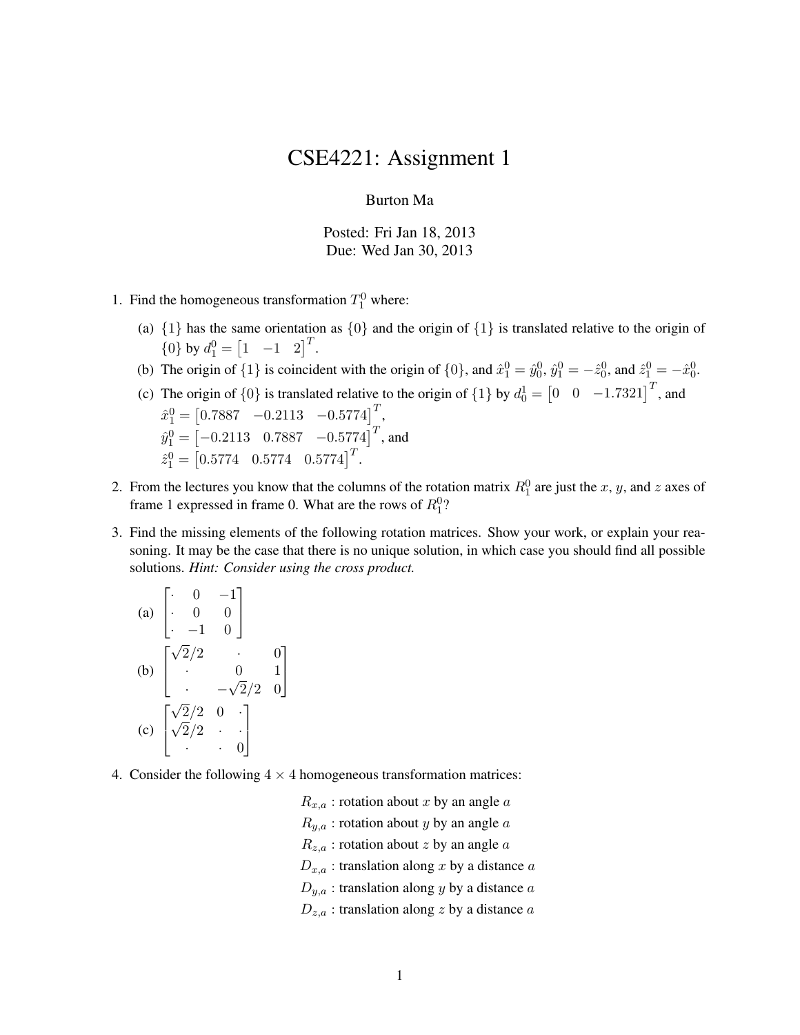# CSE4221: Assignment 1

Burton Ma

Posted: Fri Jan 18, 2013
Due: Wed Jan 30, 2013

1. Find the homogeneous transformation $T_1^0$ where:

   (a) $\{1\}$ has the same orientation as $\{0\}$ and the origin of $\{1\}$ is translated relative to the origin of $\{0\}$ by $d_1^0 = \begin{bmatrix} 1 & -1 & 2 \end{bmatrix}^T$.

   (b) The origin of $\{1\}$ is coincident with the origin of $\{0\}$, and $\hat{x}_1^0 = \hat{y}_0^0$, $\hat{y}_1^0 = -\hat{z}_0^0$, and $\hat{z}_1^0 = -\hat{x}_0^0$.

   (c) The origin of $\{0\}$ is translated relative to the origin of $\{1\}$ by $d_0^1 = \begin{bmatrix} 0 & 0 & -1.7321 \end{bmatrix}^T$, and
   $\hat{x}_1^0 = \begin{bmatrix} 0.7887 & -0.2113 & -0.5774 \end{bmatrix}^T$,
   $\hat{y}_1^0 = \begin{bmatrix} -0.2113 & 0.7887 & -0.5774 \end{bmatrix}^T$, and
   $\hat{z}_1^0 = \begin{bmatrix} 0.5774 & 0.5774 & 0.5774 \end{bmatrix}^T$.

2. From the lectures you know that the columns of the rotation matrix $R_1^0$ are just the $x$, $y$, and $z$ axes of frame 1 expressed in frame 0. What are the rows of $R_1^0$?

3. Find the missing elements of the following rotation matrices. Show your work, or explain your reasoning. It may be the case that there is no unique solution, in which case you should find all possible solutions. *Hint: Consider using the cross product.*

   (a) $\begin{bmatrix} \cdot & 0 & -1 \\ \cdot & 0 & 0 \\ \cdot & -1 & 0 \end{bmatrix}$

   (b) $\begin{bmatrix} \sqrt{2}/2 & \cdot & 0 \\ \cdot & 0 & 1 \\ \cdot & -\sqrt{2}/2 & 0 \end{bmatrix}$

   (c) $\begin{bmatrix} \sqrt{2}/2 & 0 & \cdot \\ \sqrt{2}/2 & \cdot & \cdot \\ \cdot & \cdot & 0 \end{bmatrix}$

4. Consider the following $4 \times 4$ homogeneous transformation matrices:

   $R_{x,a}$ : rotation about $x$ by an angle $a$
   $R_{y,a}$ : rotation about $y$ by an angle $a$
   $R_{z,a}$ : rotation about $z$ by an angle $a$
   $D_{x,a}$ : translation along $x$ by a distance $a$
   $D_{y,a}$ : translation along $y$ by a distance $a$
   $D_{z,a}$ : translation along $z$ by a distance $a$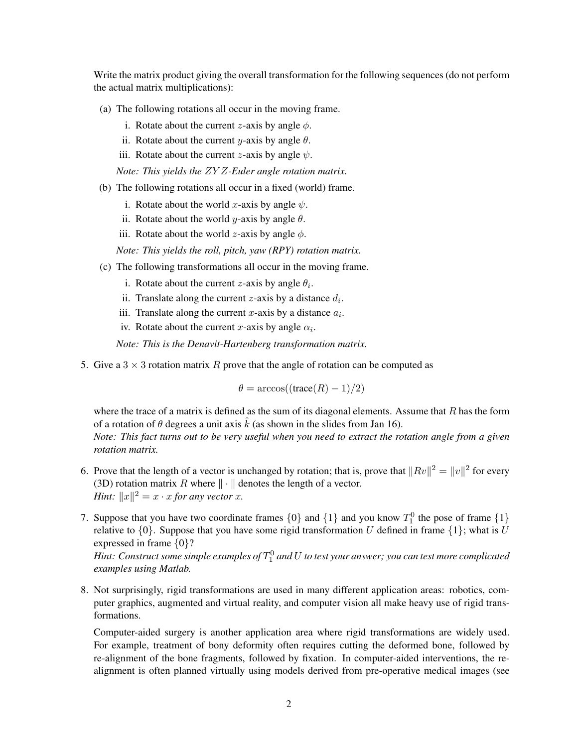Write the matrix product giving the overall transformation for the following sequences (do not perform the actual matrix multiplications):

(a) The following rotations all occur in the moving frame.

   i. Rotate about the current $z$-axis by angle $\phi$.

   ii. Rotate about the current $y$-axis by angle $\theta$.

   iii. Rotate about the current $z$-axis by angle $\psi$.

   *Note: This yields the $ZYZ$-Euler angle rotation matrix.*

(b) The following rotations all occur in a fixed (world) frame.

   i. Rotate about the world $x$-axis by angle $\psi$.

   ii. Rotate about the world $y$-axis by angle $\theta$.

   iii. Rotate about the world $z$-axis by angle $\phi$.

   *Note: This yields the roll, pitch, yaw (RPY) rotation matrix.*

(c) The following transformations all occur in the moving frame.

   i. Rotate about the current $z$-axis by angle $\theta_i$.

   ii. Translate along the current $z$-axis by a distance $d_i$.

   iii. Translate along the current $x$-axis by a distance $a_i$.

   iv. Rotate about the current $x$-axis by angle $\alpha_i$.

   *Note: This is the Denavit-Hartenberg transformation matrix.*

5. Give a $3 \times 3$ rotation matrix $R$ prove that the angle of rotation can be computed as

$$\theta = \arccos((\text{trace}(R) - 1)/2)$$

where the trace of a matrix is defined as the sum of its diagonal elements. Assume that $R$ has the form of a rotation of $\theta$ degrees a unit axis $\hat{k}$ (as shown in the slides from Jan 16).
*Note: This fact turns out to be very useful when you need to extract the rotation angle from a given rotation matrix.*

6. Prove that the length of a vector is unchanged by rotation; that is, prove that $\|Rv\|^2 = \|v\|^2$ for every (3D) rotation matrix $R$ where $\|\cdot\|$ denotes the length of a vector.
*Hint: $\|x\|^2 = x \cdot x$ for any vector $x$.*

7. Suppose that you have two coordinate frames $\{0\}$ and $\{1\}$ and you know $T_1^0$ the pose of frame $\{1\}$ relative to $\{0\}$. Suppose that you have some rigid transformation $U$ defined in frame $\{1\}$; what is $U$ expressed in frame $\{0\}$?
*Hint: Construct some simple examples of $T_1^0$ and $U$ to test your answer; you can test more complicated examples using Matlab.*

8. Not surprisingly, rigid transformations are used in many different application areas: robotics, computer graphics, augmented and virtual reality, and computer vision all make heavy use of rigid transformations.

Computer-aided surgery is another application area where rigid transformations are widely used. For example, treatment of bony deformity often requires cutting the deformed bone, followed by re-alignment of the bone fragments, followed by fixation. In computer-aided interventions, the re-alignment is often planned virtually using models derived from pre-operative medical images (see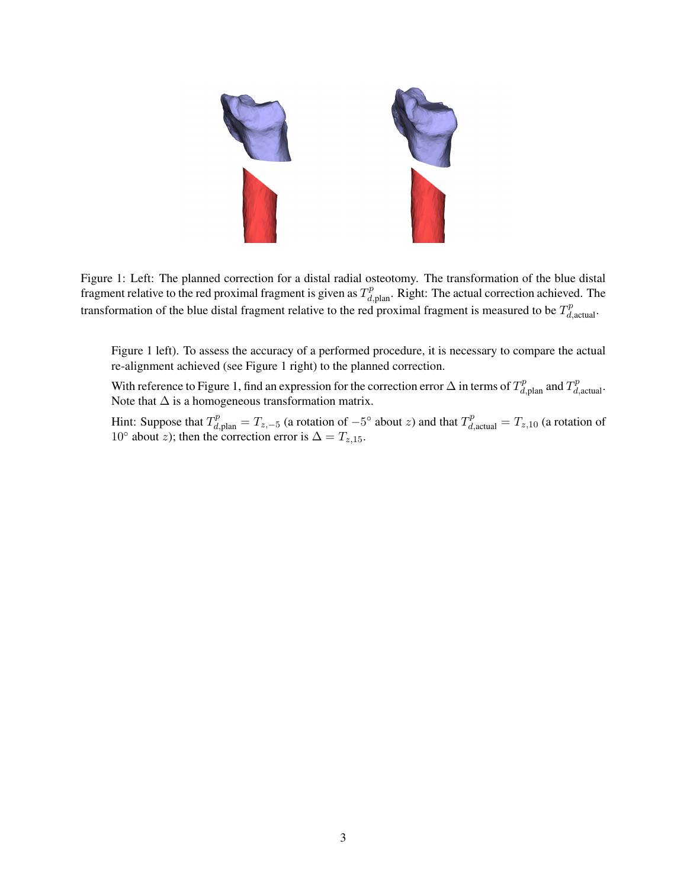Figure 1: Left: The planned correction for a distal radial osteotomy. The transformation of the blue distal fragment relative to the red proximal fragment is given as $T^p_{d,\text{plan}}$. Right: The actual correction achieved. The transformation of the blue distal fragment relative to the red proximal fragment is measured to be $T^p_{d,\text{actual}}$.

Figure 1 left). To assess the accuracy of a performed procedure, it is necessary to compare the actual re-alignment achieved (see Figure 1 right) to the planned correction.

With reference to Figure 1, find an expression for the correction error $\Delta$ in terms of $T^p_{d,\text{plan}}$ and $T^p_{d,\text{actual}}$. Note that $\Delta$ is a homogeneous transformation matrix.

Hint: Suppose that $T^p_{d,\text{plan}} = T_{z,-5}$ (a rotation of $-5^\circ$ about $z$) and that $T^p_{d,\text{actual}} = T_{z,10}$ (a rotation of $10^\circ$ about $z$); then the correction error is $\Delta = T_{z,15}$.